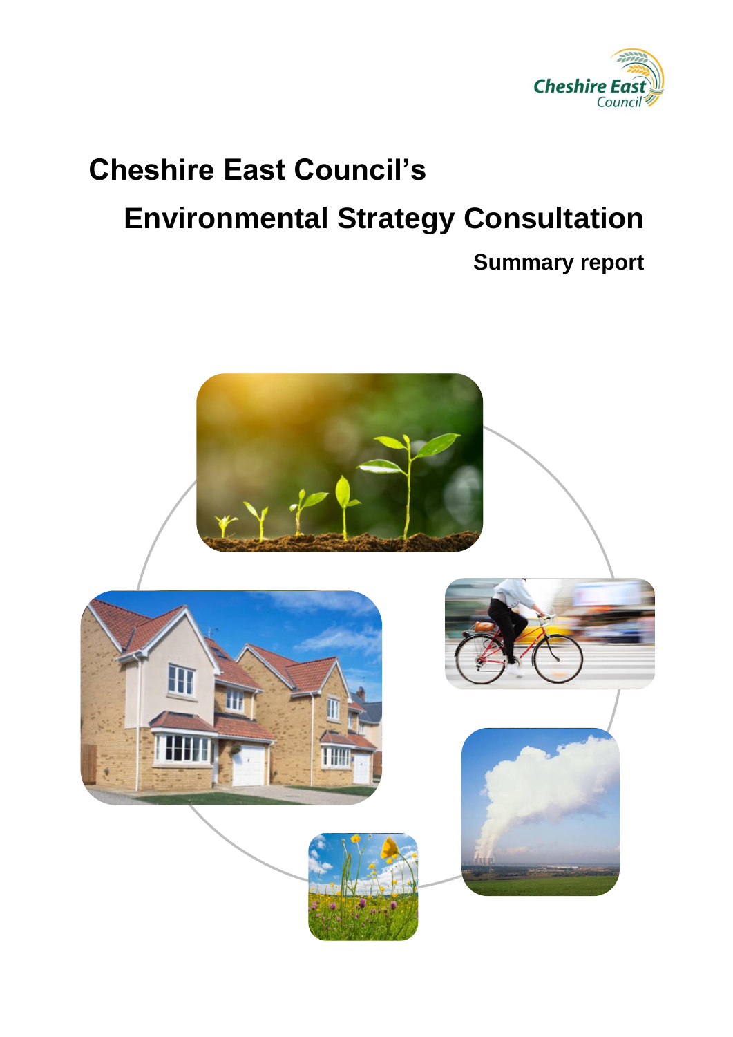# Cheshire East Council's

# Environmental Strategy Consultation

## Summary report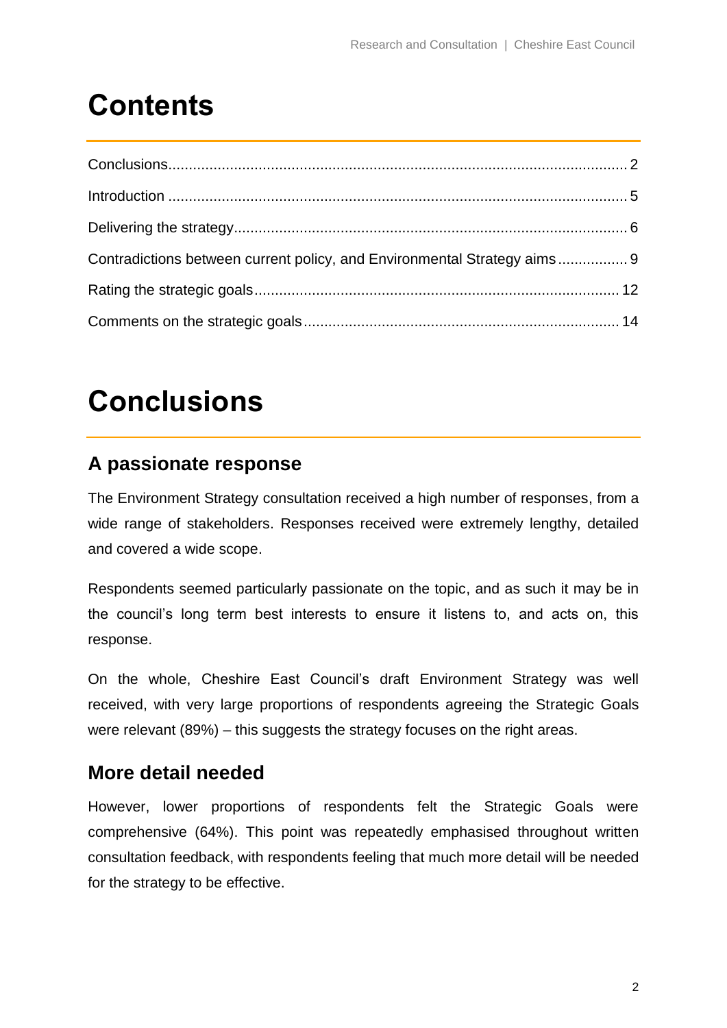# Contents

Conclusions ............................................................................................................... 2
Introduction ............................................................................................................... 5
Delivering the strategy............................................................................................... 6
Contradictions between current policy, and Environmental Strategy aims ................. 9
Rating the strategic goals......................................................................................... 12
Comments on the strategic goals ............................................................................. 14

# Conclusions

## A passionate response

The Environment Strategy consultation received a high number of responses, from a wide range of stakeholders. Responses received were extremely lengthy, detailed and covered a wide scope.

Respondents seemed particularly passionate on the topic, and as such it may be in the council's long term best interests to ensure it listens to, and acts on, this response.

On the whole, Cheshire East Council's draft Environment Strategy was well received, with very large proportions of respondents agreeing the Strategic Goals were relevant (89%) – this suggests the strategy focuses on the right areas.

## More detail needed

However, lower proportions of respondents felt the Strategic Goals were comprehensive (64%). This point was repeatedly emphasised throughout written consultation feedback, with respondents feeling that much more detail will be needed for the strategy to be effective.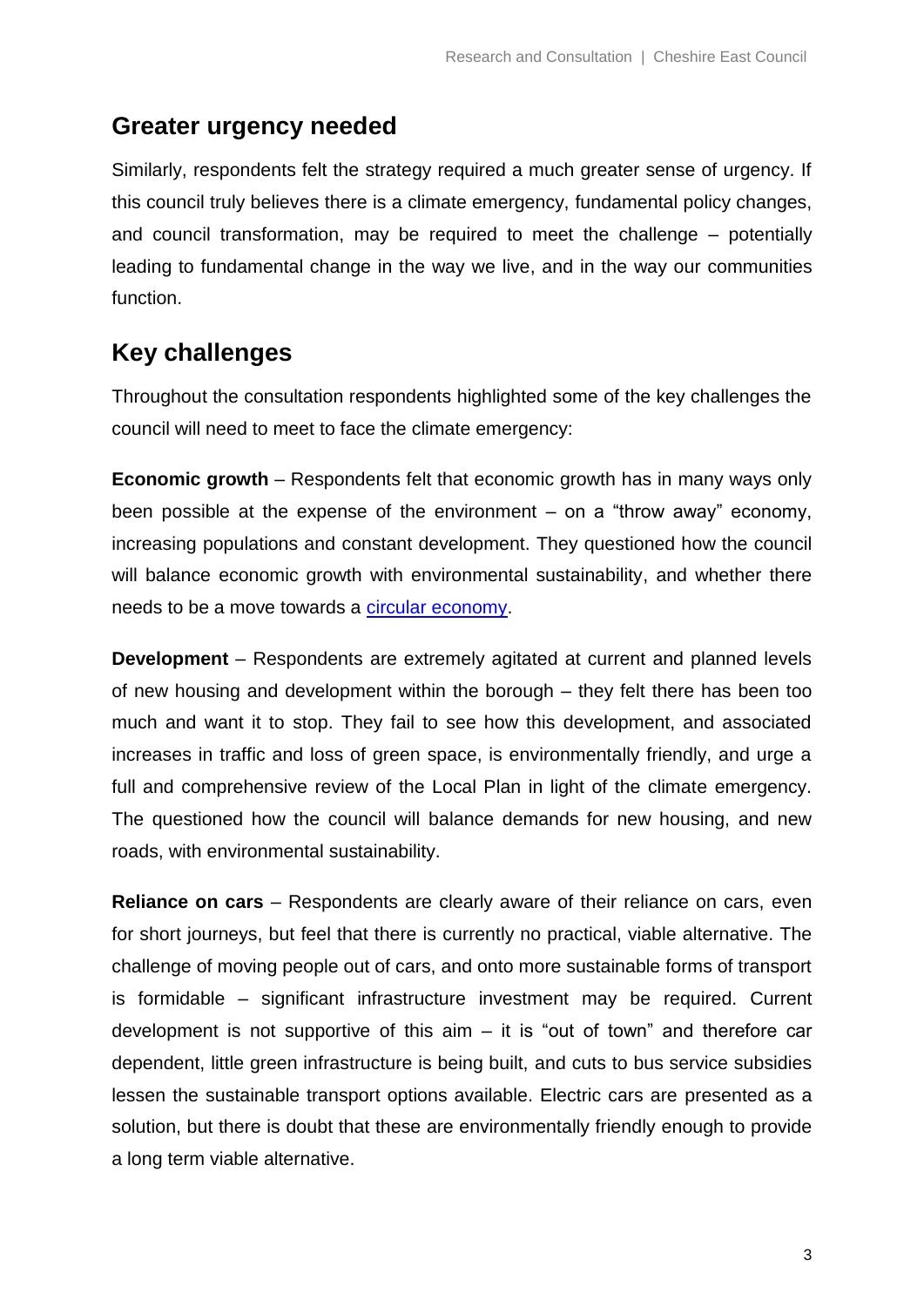## Greater urgency needed

Similarly, respondents felt the strategy required a much greater sense of urgency. If this council truly believes there is a climate emergency, fundamental policy changes, and council transformation, may be required to meet the challenge – potentially leading to fundamental change in the way we live, and in the way our communities function.

## Key challenges

Throughout the consultation respondents highlighted some of the key challenges the council will need to meet to face the climate emergency:

**Economic growth** – Respondents felt that economic growth has in many ways only been possible at the expense of the environment – on a "throw away" economy, increasing populations and constant development. They questioned how the council will balance economic growth with environmental sustainability, and whether there needs to be a move towards a circular economy.

**Development** – Respondents are extremely agitated at current and planned levels of new housing and development within the borough – they felt there has been too much and want it to stop. They fail to see how this development, and associated increases in traffic and loss of green space, is environmentally friendly, and urge a full and comprehensive review of the Local Plan in light of the climate emergency. The questioned how the council will balance demands for new housing, and new roads, with environmental sustainability.

**Reliance on cars** – Respondents are clearly aware of their reliance on cars, even for short journeys, but feel that there is currently no practical, viable alternative. The challenge of moving people out of cars, and onto more sustainable forms of transport is formidable – significant infrastructure investment may be required. Current development is not supportive of this aim – it is "out of town" and therefore car dependent, little green infrastructure is being built, and cuts to bus service subsidies lessen the sustainable transport options available. Electric cars are presented as a solution, but there is doubt that these are environmentally friendly enough to provide a long term viable alternative.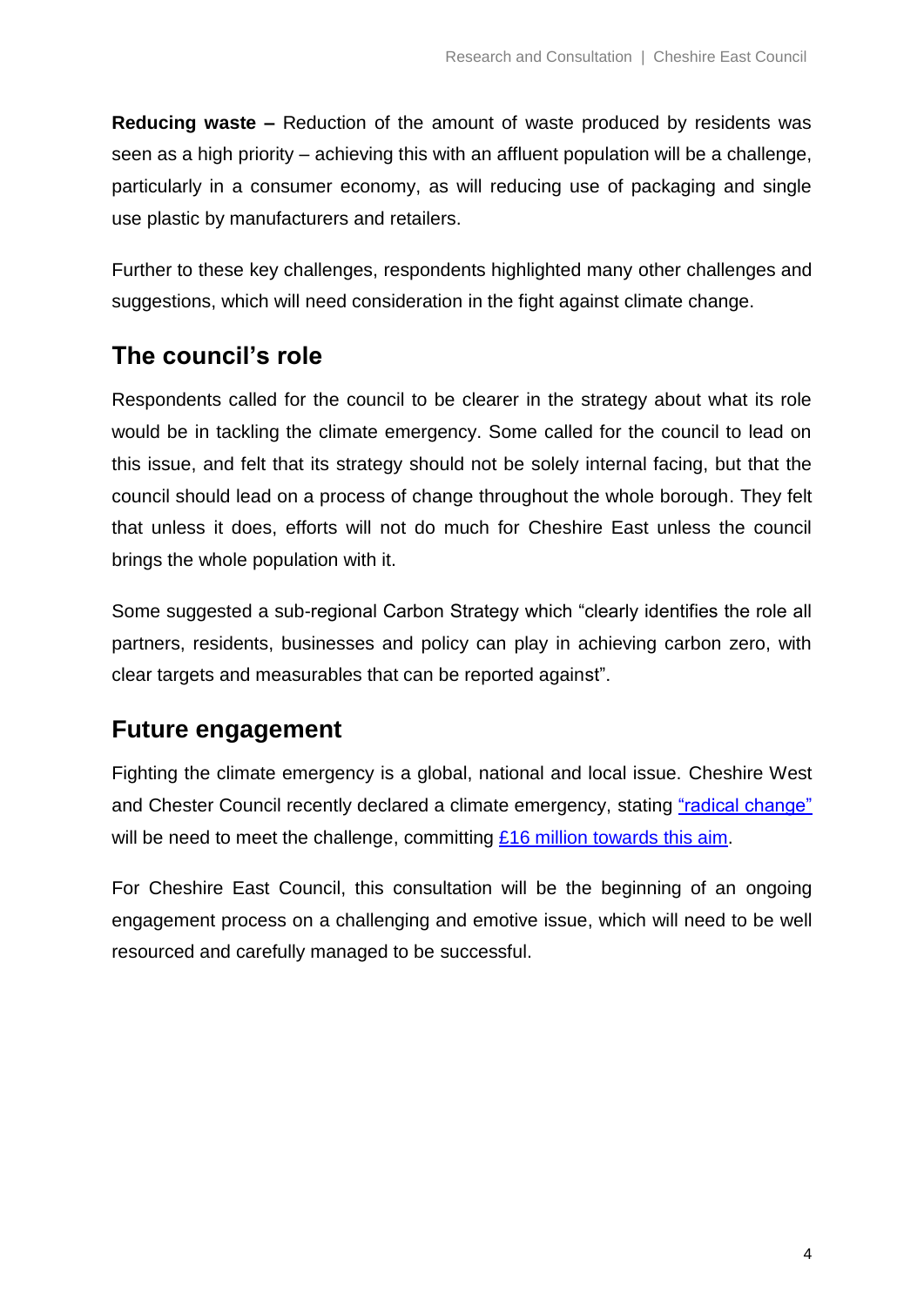**Reducing waste –** Reduction of the amount of waste produced by residents was seen as a high priority – achieving this with an affluent population will be a challenge, particularly in a consumer economy, as will reducing use of packaging and single use plastic by manufacturers and retailers.

Further to these key challenges, respondents highlighted many other challenges and suggestions, which will need consideration in the fight against climate change.

## The council's role

Respondents called for the council to be clearer in the strategy about what its role would be in tackling the climate emergency. Some called for the council to lead on this issue, and felt that its strategy should not be solely internal facing, but that the council should lead on a process of change throughout the whole borough. They felt that unless it does, efforts will not do much for Cheshire East unless the council brings the whole population with it.

Some suggested a sub-regional Carbon Strategy which "clearly identifies the role all partners, residents, businesses and policy can play in achieving carbon zero, with clear targets and measurables that can be reported against".

## Future engagement

Fighting the climate emergency is a global, national and local issue. Cheshire West and Chester Council recently declared a climate emergency, stating "radical change" will be need to meet the challenge, committing £16 million towards this aim.

For Cheshire East Council, this consultation will be the beginning of an ongoing engagement process on a challenging and emotive issue, which will need to be well resourced and carefully managed to be successful.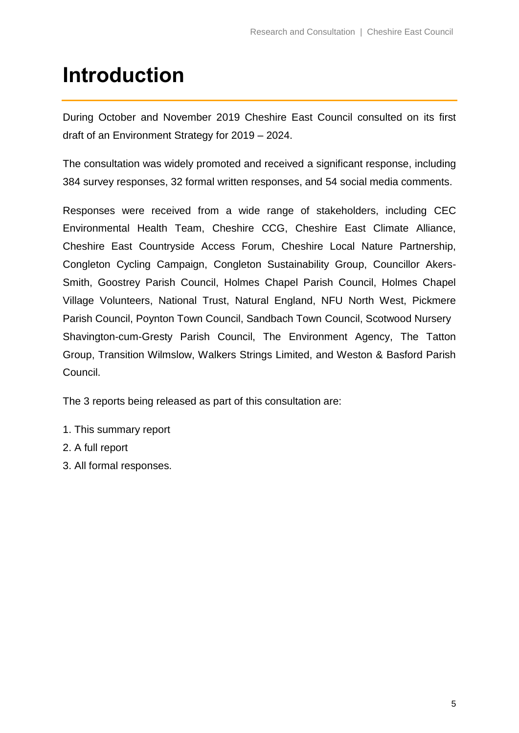# Introduction

During October and November 2019 Cheshire East Council consulted on its first draft of an Environment Strategy for 2019 – 2024.

The consultation was widely promoted and received a significant response, including 384 survey responses, 32 formal written responses, and 54 social media comments.

Responses were received from a wide range of stakeholders, including CEC Environmental Health Team, Cheshire CCG, Cheshire East Climate Alliance, Cheshire East Countryside Access Forum, Cheshire Local Nature Partnership, Congleton Cycling Campaign, Congleton Sustainability Group, Councillor Akers-Smith, Goostrey Parish Council, Holmes Chapel Parish Council, Holmes Chapel Village Volunteers, National Trust, Natural England, NFU North West, Pickmere Parish Council, Poynton Town Council, Sandbach Town Council, Scotwood Nursery Shavington-cum-Gresty Parish Council, The Environment Agency, The Tatton Group, Transition Wilmslow, Walkers Strings Limited, and Weston & Basford Parish Council.

The 3 reports being released as part of this consultation are:

1. This summary report
2. A full report
3. All formal responses.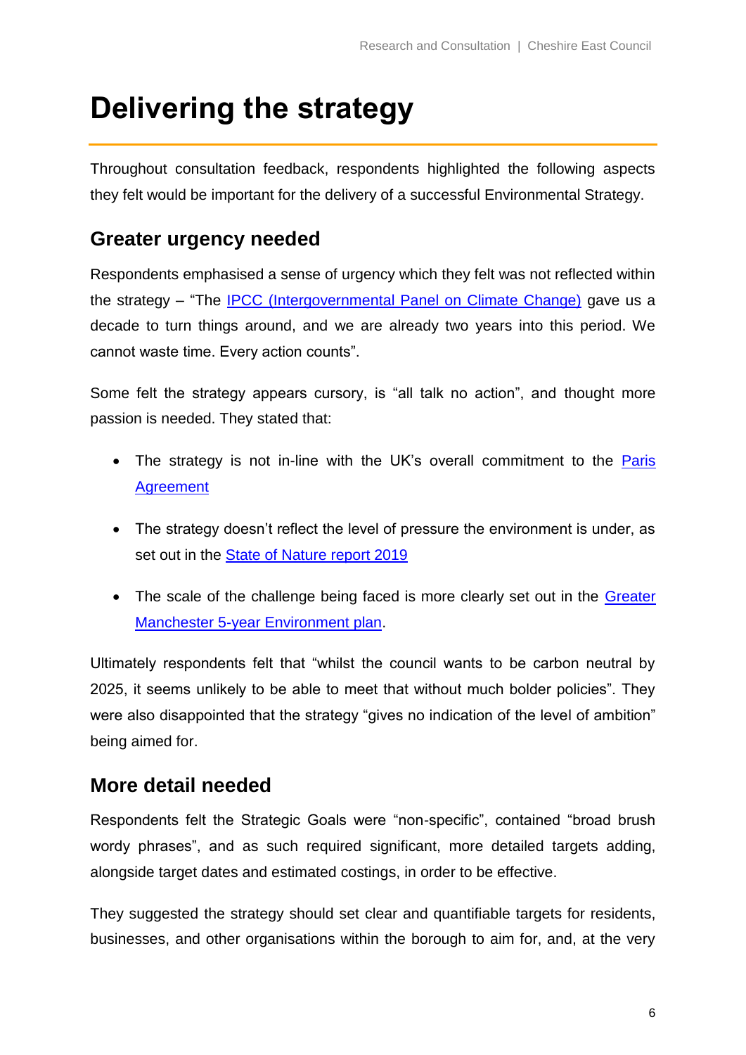# Delivering the strategy

Throughout consultation feedback, respondents highlighted the following aspects they felt would be important for the delivery of a successful Environmental Strategy.

## Greater urgency needed

Respondents emphasised a sense of urgency which they felt was not reflected within the strategy – "The IPCC (Intergovernmental Panel on Climate Change) gave us a decade to turn things around, and we are already two years into this period. We cannot waste time. Every action counts".

Some felt the strategy appears cursory, is "all talk no action", and thought more passion is needed. They stated that:

- The strategy is not in-line with the UK's overall commitment to the Paris Agreement
- The strategy doesn't reflect the level of pressure the environment is under, as set out in the State of Nature report 2019
- The scale of the challenge being faced is more clearly set out in the Greater Manchester 5-year Environment plan.

Ultimately respondents felt that "whilst the council wants to be carbon neutral by 2025, it seems unlikely to be able to meet that without much bolder policies". They were also disappointed that the strategy "gives no indication of the level of ambition" being aimed for.

## More detail needed

Respondents felt the Strategic Goals were "non-specific", contained "broad brush wordy phrases", and as such required significant, more detailed targets adding, alongside target dates and estimated costings, in order to be effective.

They suggested the strategy should set clear and quantifiable targets for residents, businesses, and other organisations within the borough to aim for, and, at the very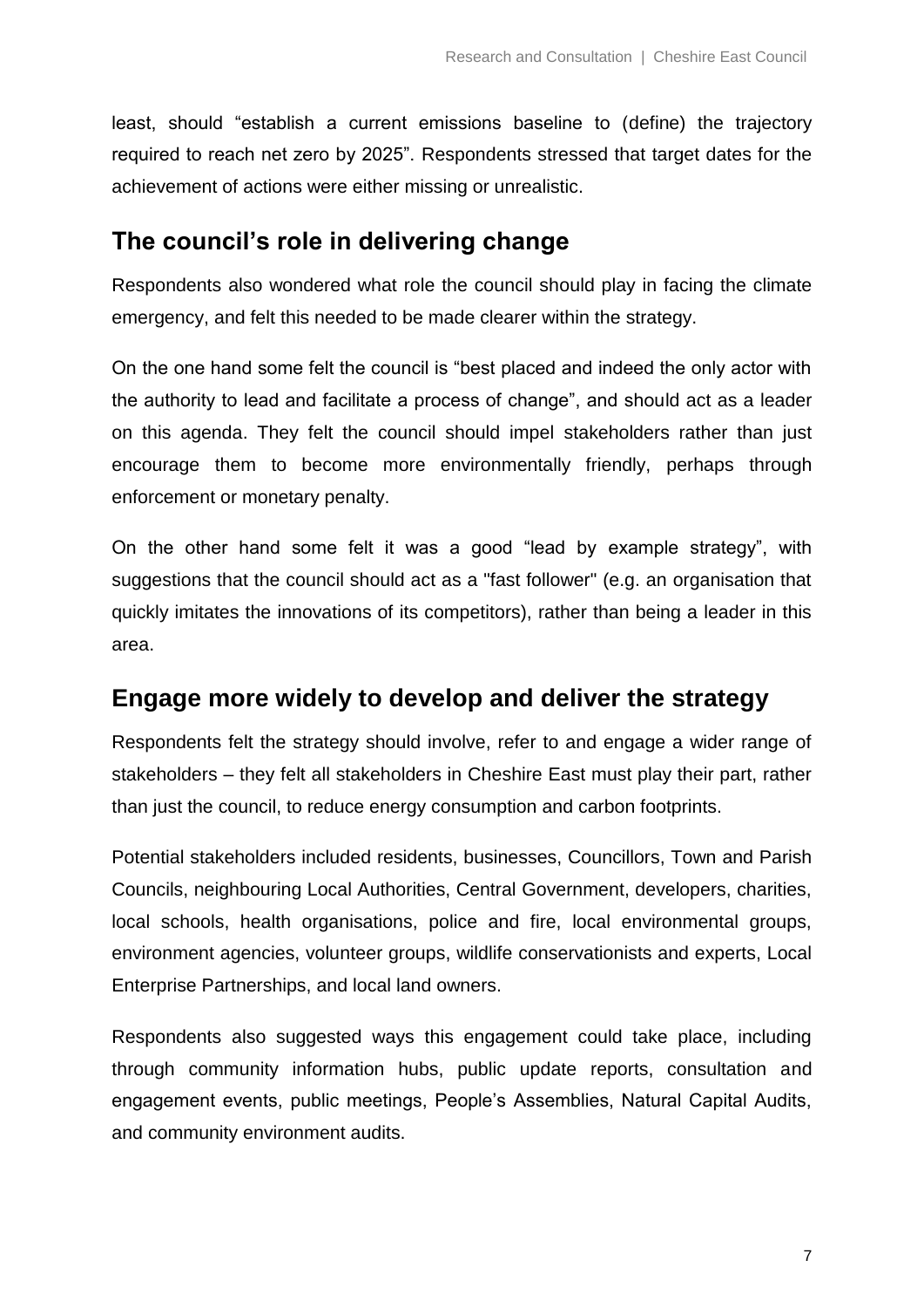least, should "establish a current emissions baseline to (define) the trajectory required to reach net zero by 2025". Respondents stressed that target dates for the achievement of actions were either missing or unrealistic.

## The council's role in delivering change

Respondents also wondered what role the council should play in facing the climate emergency, and felt this needed to be made clearer within the strategy.

On the one hand some felt the council is "best placed and indeed the only actor with the authority to lead and facilitate a process of change", and should act as a leader on this agenda. They felt the council should impel stakeholders rather than just encourage them to become more environmentally friendly, perhaps through enforcement or monetary penalty.

On the other hand some felt it was a good "lead by example strategy", with suggestions that the council should act as a "fast follower" (e.g. an organisation that quickly imitates the innovations of its competitors), rather than being a leader in this area.

## Engage more widely to develop and deliver the strategy

Respondents felt the strategy should involve, refer to and engage a wider range of stakeholders – they felt all stakeholders in Cheshire East must play their part, rather than just the council, to reduce energy consumption and carbon footprints.

Potential stakeholders included residents, businesses, Councillors, Town and Parish Councils, neighbouring Local Authorities, Central Government, developers, charities, local schools, health organisations, police and fire, local environmental groups, environment agencies, volunteer groups, wildlife conservationists and experts, Local Enterprise Partnerships, and local land owners.

Respondents also suggested ways this engagement could take place, including through community information hubs, public update reports, consultation and engagement events, public meetings, People's Assemblies, Natural Capital Audits, and community environment audits.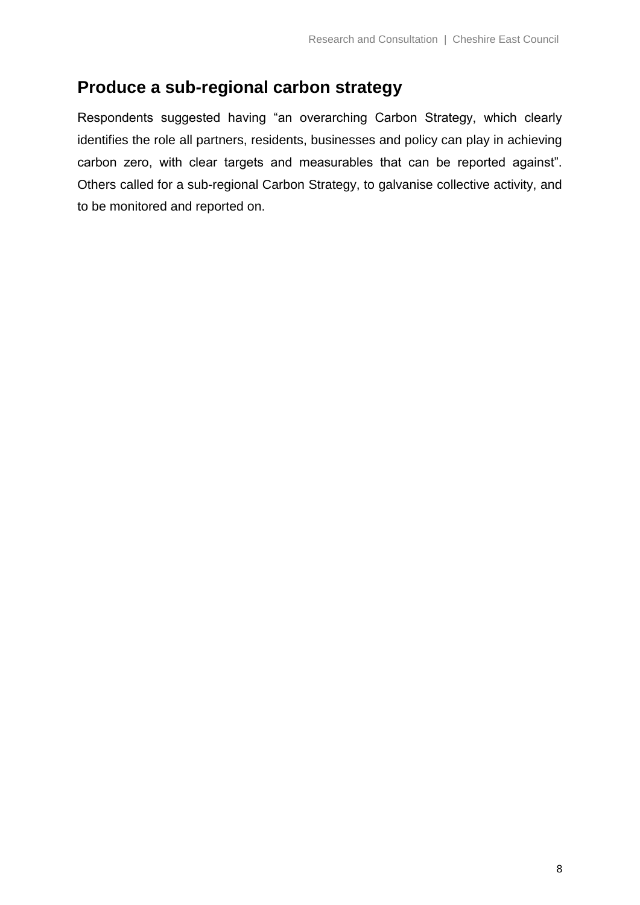## Produce a sub-regional carbon strategy

Respondents suggested having "an overarching Carbon Strategy, which clearly identifies the role all partners, residents, businesses and policy can play in achieving carbon zero, with clear targets and measurables that can be reported against". Others called for a sub-regional Carbon Strategy, to galvanise collective activity, and to be monitored and reported on.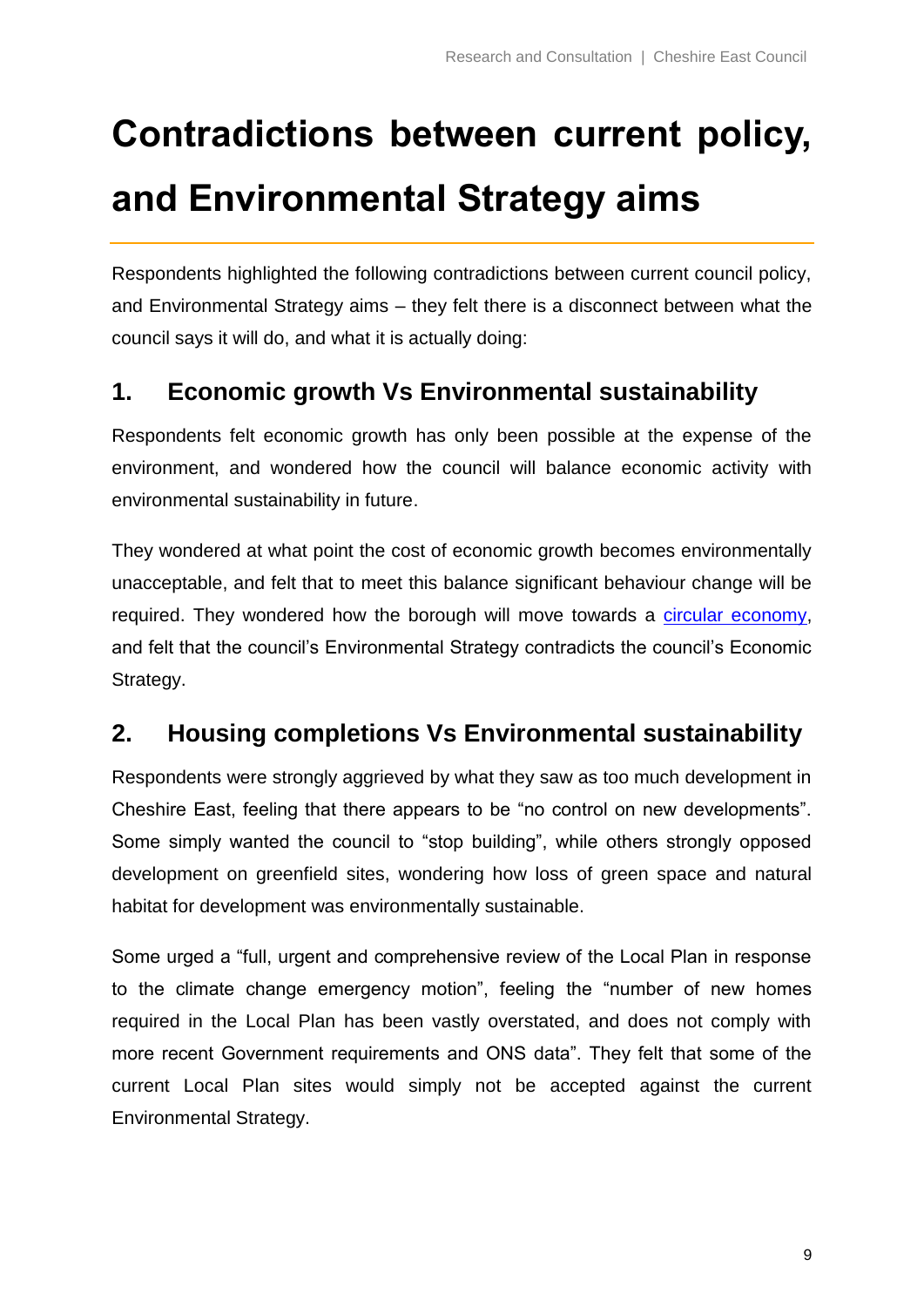# Contradictions between current policy, and Environmental Strategy aims

Respondents highlighted the following contradictions between current council policy, and Environmental Strategy aims – they felt there is a disconnect between what the council says it will do, and what it is actually doing:

## 1. Economic growth Vs Environmental sustainability

Respondents felt economic growth has only been possible at the expense of the environment, and wondered how the council will balance economic activity with environmental sustainability in future.

They wondered at what point the cost of economic growth becomes environmentally unacceptable, and felt that to meet this balance significant behaviour change will be required. They wondered how the borough will move towards a circular economy, and felt that the council's Environmental Strategy contradicts the council's Economic Strategy.

## 2. Housing completions Vs Environmental sustainability

Respondents were strongly aggrieved by what they saw as too much development in Cheshire East, feeling that there appears to be "no control on new developments". Some simply wanted the council to "stop building", while others strongly opposed development on greenfield sites, wondering how loss of green space and natural habitat for development was environmentally sustainable.

Some urged a "full, urgent and comprehensive review of the Local Plan in response to the climate change emergency motion", feeling the "number of new homes required in the Local Plan has been vastly overstated, and does not comply with more recent Government requirements and ONS data". They felt that some of the current Local Plan sites would simply not be accepted against the current Environmental Strategy.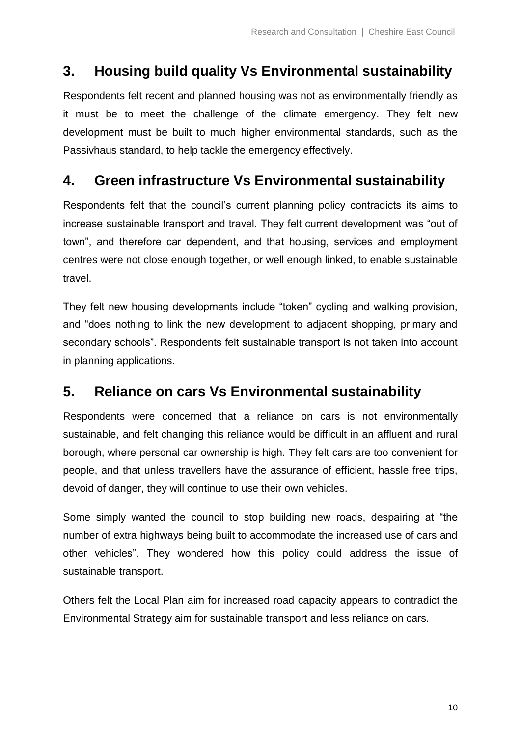## 3. Housing build quality Vs Environmental sustainability

Respondents felt recent and planned housing was not as environmentally friendly as it must be to meet the challenge of the climate emergency. They felt new development must be built to much higher environmental standards, such as the Passivhaus standard, to help tackle the emergency effectively.

## 4. Green infrastructure Vs Environmental sustainability

Respondents felt that the council's current planning policy contradicts its aims to increase sustainable transport and travel. They felt current development was "out of town", and therefore car dependent, and that housing, services and employment centres were not close enough together, or well enough linked, to enable sustainable travel.

They felt new housing developments include "token" cycling and walking provision, and "does nothing to link the new development to adjacent shopping, primary and secondary schools". Respondents felt sustainable transport is not taken into account in planning applications.

## 5. Reliance on cars Vs Environmental sustainability

Respondents were concerned that a reliance on cars is not environmentally sustainable, and felt changing this reliance would be difficult in an affluent and rural borough, where personal car ownership is high. They felt cars are too convenient for people, and that unless travellers have the assurance of efficient, hassle free trips, devoid of danger, they will continue to use their own vehicles.

Some simply wanted the council to stop building new roads, despairing at "the number of extra highways being built to accommodate the increased use of cars and other vehicles". They wondered how this policy could address the issue of sustainable transport.

Others felt the Local Plan aim for increased road capacity appears to contradict the Environmental Strategy aim for sustainable transport and less reliance on cars.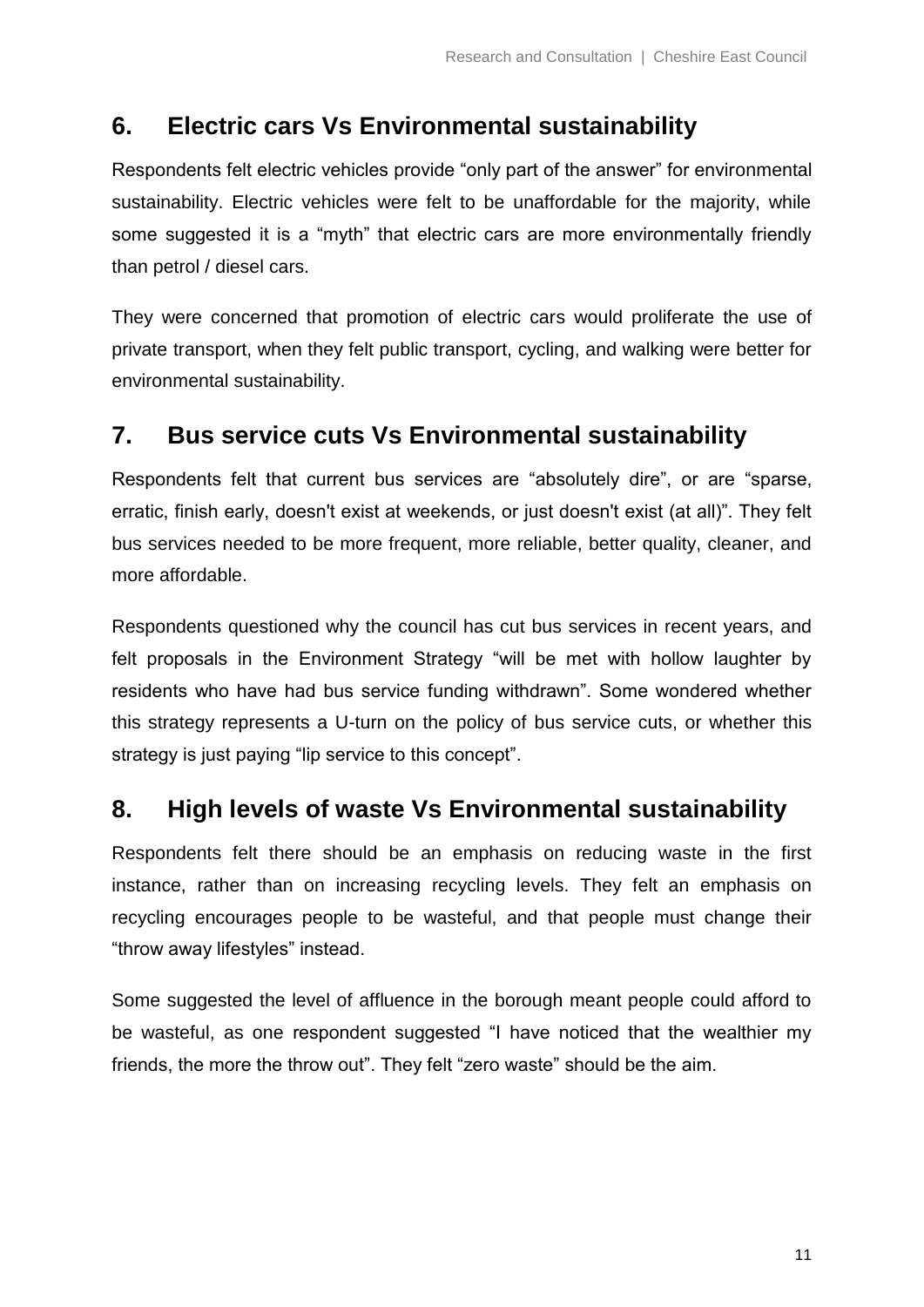## 6. Electric cars Vs Environmental sustainability

Respondents felt electric vehicles provide "only part of the answer" for environmental sustainability. Electric vehicles were felt to be unaffordable for the majority, while some suggested it is a "myth" that electric cars are more environmentally friendly than petrol / diesel cars.

They were concerned that promotion of electric cars would proliferate the use of private transport, when they felt public transport, cycling, and walking were better for environmental sustainability.

## 7. Bus service cuts Vs Environmental sustainability

Respondents felt that current bus services are "absolutely dire", or are "sparse, erratic, finish early, doesn't exist at weekends, or just doesn't exist (at all)". They felt bus services needed to be more frequent, more reliable, better quality, cleaner, and more affordable.

Respondents questioned why the council has cut bus services in recent years, and felt proposals in the Environment Strategy "will be met with hollow laughter by residents who have had bus service funding withdrawn". Some wondered whether this strategy represents a U-turn on the policy of bus service cuts, or whether this strategy is just paying "lip service to this concept".

## 8. High levels of waste Vs Environmental sustainability

Respondents felt there should be an emphasis on reducing waste in the first instance, rather than on increasing recycling levels. They felt an emphasis on recycling encourages people to be wasteful, and that people must change their "throw away lifestyles" instead.

Some suggested the level of affluence in the borough meant people could afford to be wasteful, as one respondent suggested "I have noticed that the wealthier my friends, the more the throw out". They felt "zero waste" should be the aim.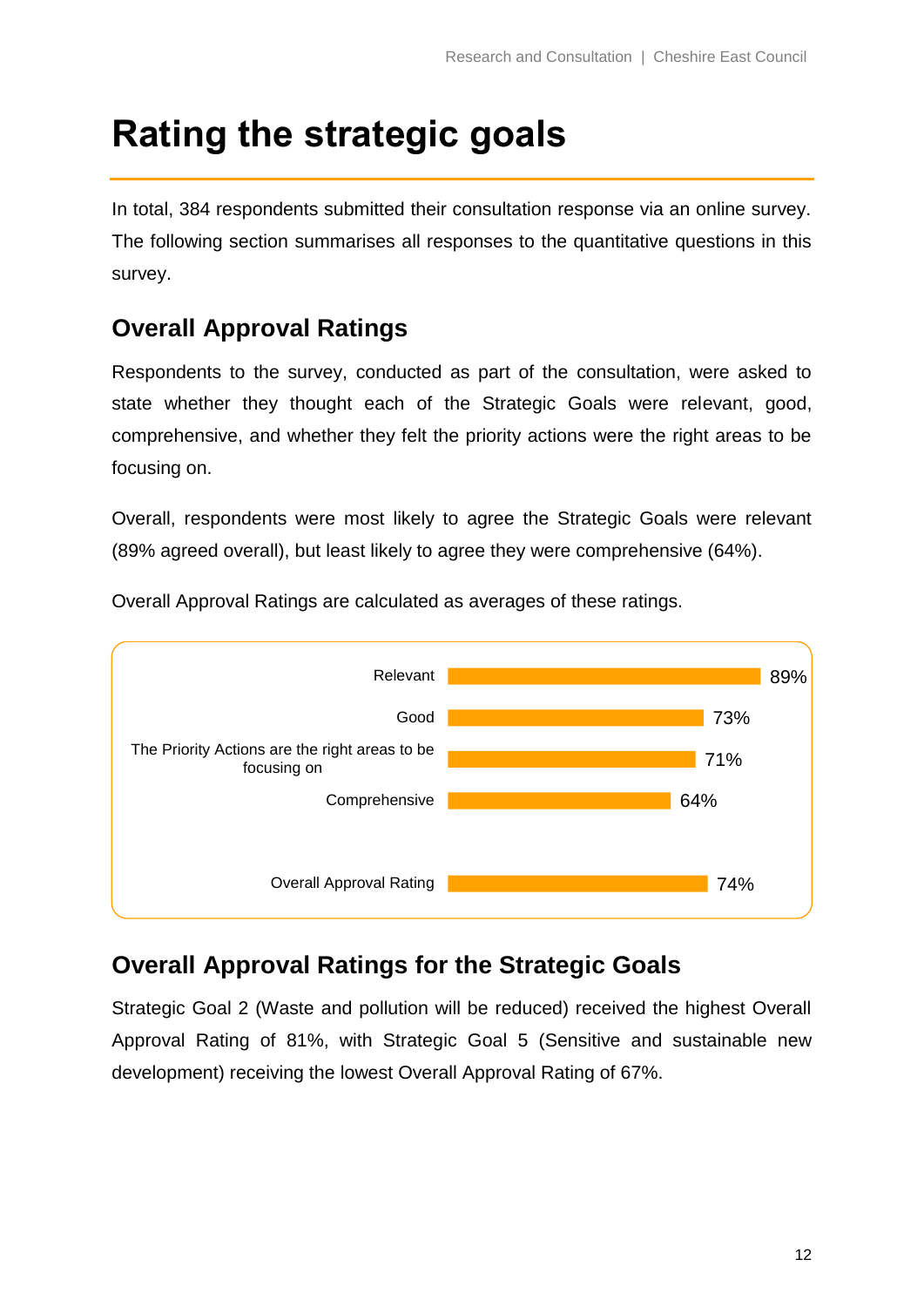# Rating the strategic goals

In total, 384 respondents submitted their consultation response via an online survey. The following section summarises all responses to the quantitative questions in this survey.

## Overall Approval Ratings

Respondents to the survey, conducted as part of the consultation, were asked to state whether they thought each of the Strategic Goals were relevant, good, comprehensive, and whether they felt the priority actions were the right areas to be focusing on.

Overall, respondents were most likely to agree the Strategic Goals were relevant (89% agreed overall), but least likely to agree they were comprehensive (64%).

Overall Approval Ratings are calculated as averages of these ratings.

| Rating | % |
|---|---|
| Relevant | 89% |
| Good | 73% |
| The Priority Actions are the right areas to be focusing on | 71% |
| Comprehensive | 64% |
| Overall Approval Rating | 74% |

## Overall Approval Ratings for the Strategic Goals

Strategic Goal 2 (Waste and pollution will be reduced) received the highest Overall Approval Rating of 81%, with Strategic Goal 5 (Sensitive and sustainable new development) receiving the lowest Overall Approval Rating of 67%.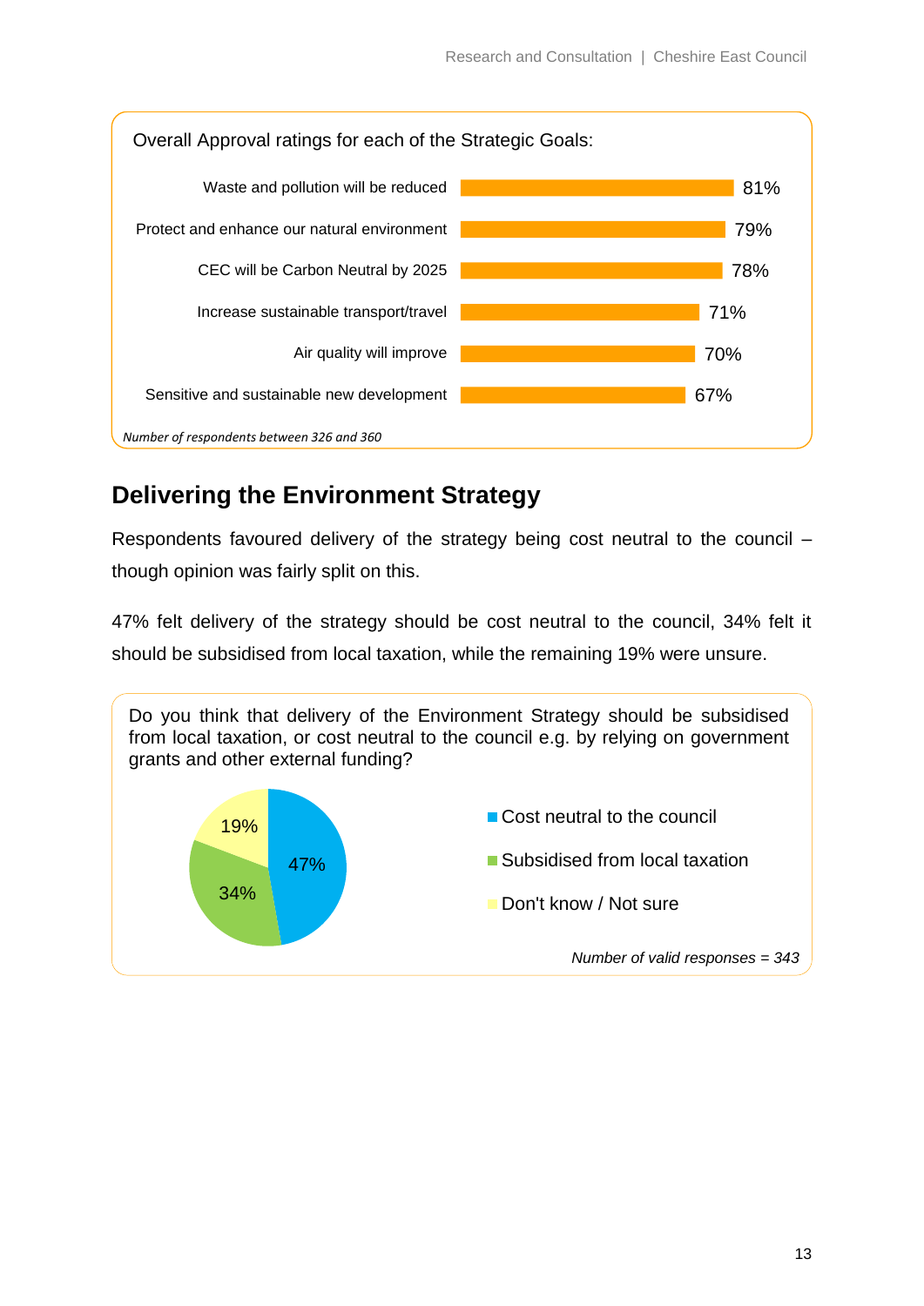Overall Approval ratings for each of the Strategic Goals:

| Strategic Goal | Approval |
| --- | --- |
| Waste and pollution will be reduced | 81% |
| Protect and enhance our natural environment | 79% |
| CEC will be Carbon Neutral by 2025 | 78% |
| Increase sustainable transport/travel | 71% |
| Air quality will improve | 70% |
| Sensitive and sustainable new development | 67% |

*Number of respondents between 326 and 360*

## Delivering the Environment Strategy

Respondents favoured delivery of the strategy being cost neutral to the council – though opinion was fairly split on this.

47% felt delivery of the strategy should be cost neutral to the council, 34% felt it should be subsidised from local taxation, while the remaining 19% were unsure.

Do you think that delivery of the Environment Strategy should be subsidised from local taxation, or cost neutral to the council e.g. by relying on government grants and other external funding?

| Response | % |
| --- | --- |
| Cost neutral to the council | 47% |
| Subsidised from local taxation | 34% |
| Don't know / Not sure | 19% |

*Number of valid responses = 343*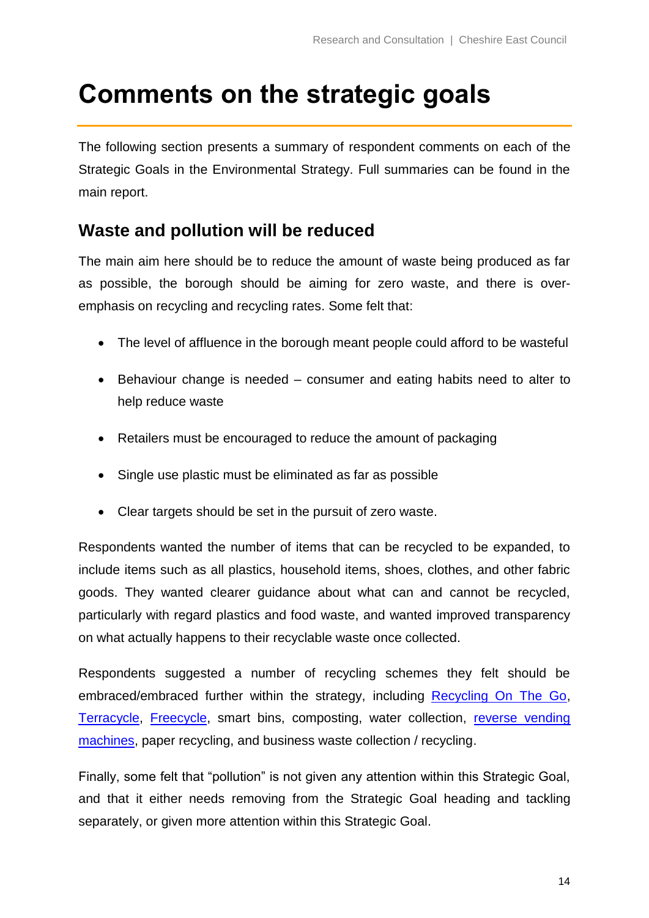# Comments on the strategic goals

The following section presents a summary of respondent comments on each of the Strategic Goals in the Environmental Strategy. Full summaries can be found in the main report.

## Waste and pollution will be reduced

The main aim here should be to reduce the amount of waste being produced as far as possible, the borough should be aiming for zero waste, and there is over-emphasis on recycling and recycling rates. Some felt that:

- The level of affluence in the borough meant people could afford to be wasteful
- Behaviour change is needed – consumer and eating habits need to alter to help reduce waste
- Retailers must be encouraged to reduce the amount of packaging
- Single use plastic must be eliminated as far as possible
- Clear targets should be set in the pursuit of zero waste.

Respondents wanted the number of items that can be recycled to be expanded, to include items such as all plastics, household items, shoes, clothes, and other fabric goods. They wanted clearer guidance about what can and cannot be recycled, particularly with regard plastics and food waste, and wanted improved transparency on what actually happens to their recyclable waste once collected.

Respondents suggested a number of recycling schemes they felt should be embraced/embraced further within the strategy, including Recycling On The Go, Terracycle, Freecycle, smart bins, composting, water collection, reverse vending machines, paper recycling, and business waste collection / recycling.

Finally, some felt that "pollution" is not given any attention within this Strategic Goal, and that it either needs removing from the Strategic Goal heading and tackling separately, or given more attention within this Strategic Goal.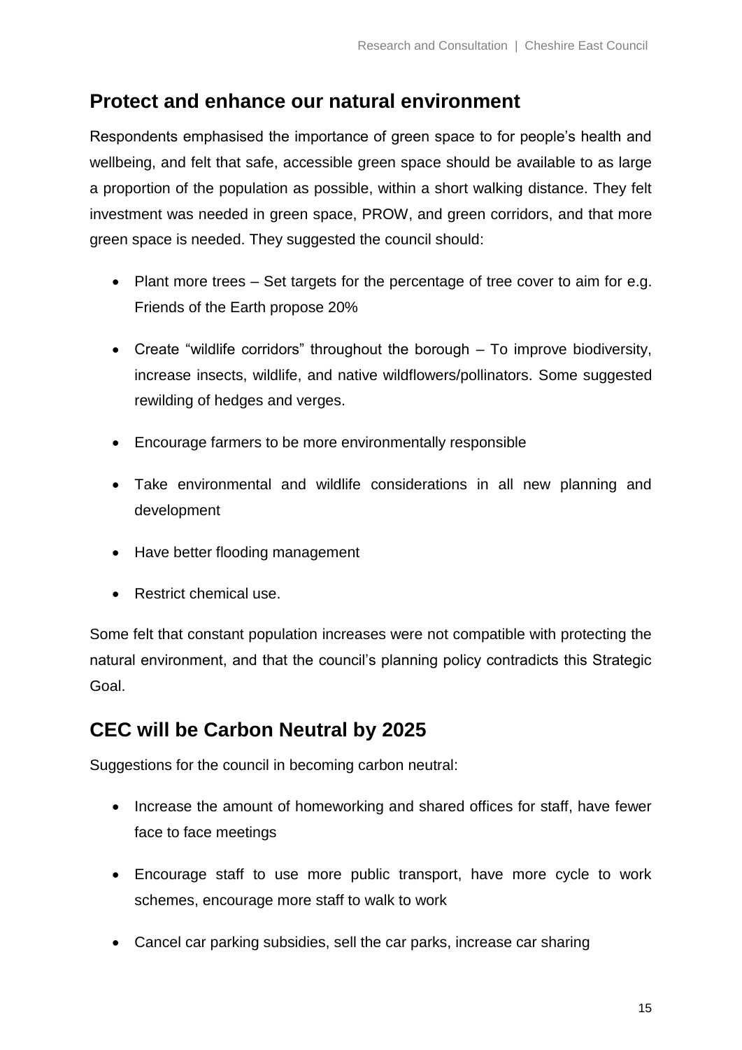## Protect and enhance our natural environment

Respondents emphasised the importance of green space to for people's health and wellbeing, and felt that safe, accessible green space should be available to as large a proportion of the population as possible, within a short walking distance. They felt investment was needed in green space, PROW, and green corridors, and that more green space is needed. They suggested the council should:

- Plant more trees – Set targets for the percentage of tree cover to aim for e.g. Friends of the Earth propose 20%
- Create "wildlife corridors" throughout the borough – To improve biodiversity, increase insects, wildlife, and native wildflowers/pollinators. Some suggested rewilding of hedges and verges.
- Encourage farmers to be more environmentally responsible
- Take environmental and wildlife considerations in all new planning and development
- Have better flooding management
- Restrict chemical use.

Some felt that constant population increases were not compatible with protecting the natural environment, and that the council's planning policy contradicts this Strategic Goal.

## CEC will be Carbon Neutral by 2025

Suggestions for the council in becoming carbon neutral:

- Increase the amount of homeworking and shared offices for staff, have fewer face to face meetings
- Encourage staff to use more public transport, have more cycle to work schemes, encourage more staff to walk to work
- Cancel car parking subsidies, sell the car parks, increase car sharing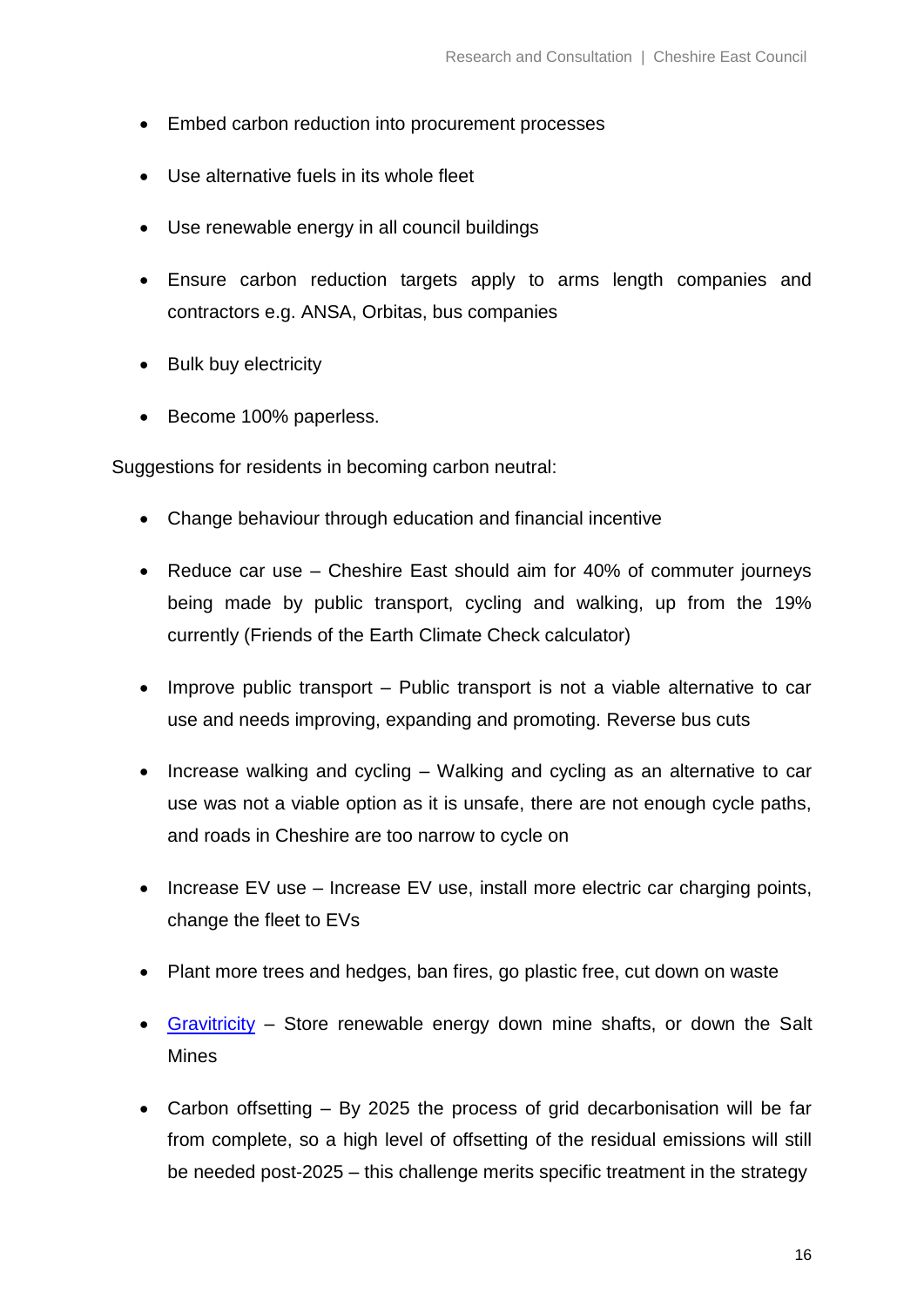- Embed carbon reduction into procurement processes
- Use alternative fuels in its whole fleet
- Use renewable energy in all council buildings
- Ensure carbon reduction targets apply to arms length companies and contractors e.g. ANSA, Orbitas, bus companies
- Bulk buy electricity
- Become 100% paperless.

Suggestions for residents in becoming carbon neutral:

- Change behaviour through education and financial incentive
- Reduce car use – Cheshire East should aim for 40% of commuter journeys being made by public transport, cycling and walking, up from the 19% currently (Friends of the Earth Climate Check calculator)
- Improve public transport – Public transport is not a viable alternative to car use and needs improving, expanding and promoting. Reverse bus cuts
- Increase walking and cycling – Walking and cycling as an alternative to car use was not a viable option as it is unsafe, there are not enough cycle paths, and roads in Cheshire are too narrow to cycle on
- Increase EV use – Increase EV use, install more electric car charging points, change the fleet to EVs
- Plant more trees and hedges, ban fires, go plastic free, cut down on waste
- Gravitricity – Store renewable energy down mine shafts, or down the Salt Mines
- Carbon offsetting – By 2025 the process of grid decarbonisation will be far from complete, so a high level of offsetting of the residual emissions will still be needed post-2025 – this challenge merits specific treatment in the strategy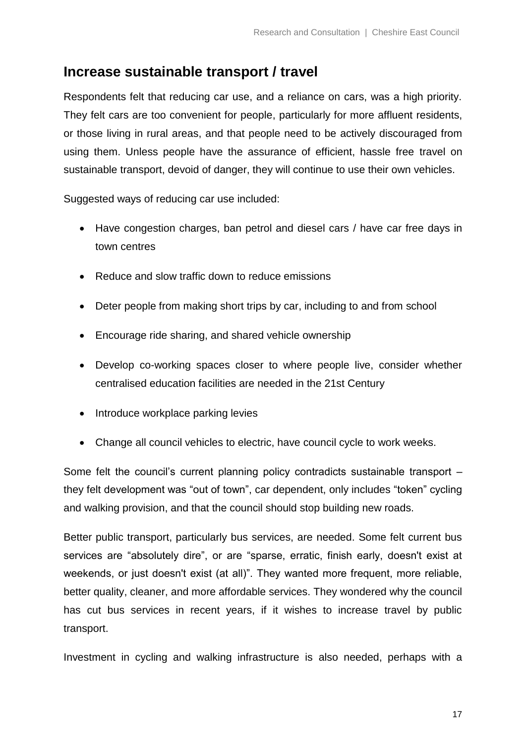## Increase sustainable transport / travel

Respondents felt that reducing car use, and a reliance on cars, was a high priority. They felt cars are too convenient for people, particularly for more affluent residents, or those living in rural areas, and that people need to be actively discouraged from using them. Unless people have the assurance of efficient, hassle free travel on sustainable transport, devoid of danger, they will continue to use their own vehicles.

Suggested ways of reducing car use included:

- Have congestion charges, ban petrol and diesel cars / have car free days in town centres
- Reduce and slow traffic down to reduce emissions
- Deter people from making short trips by car, including to and from school
- Encourage ride sharing, and shared vehicle ownership
- Develop co-working spaces closer to where people live, consider whether centralised education facilities are needed in the 21st Century
- Introduce workplace parking levies
- Change all council vehicles to electric, have council cycle to work weeks.

Some felt the council's current planning policy contradicts sustainable transport – they felt development was "out of town", car dependent, only includes "token" cycling and walking provision, and that the council should stop building new roads.

Better public transport, particularly bus services, are needed. Some felt current bus services are "absolutely dire", or are "sparse, erratic, finish early, doesn't exist at weekends, or just doesn't exist (at all)". They wanted more frequent, more reliable, better quality, cleaner, and more affordable services. They wondered why the council has cut bus services in recent years, if it wishes to increase travel by public transport.

Investment in cycling and walking infrastructure is also needed, perhaps with a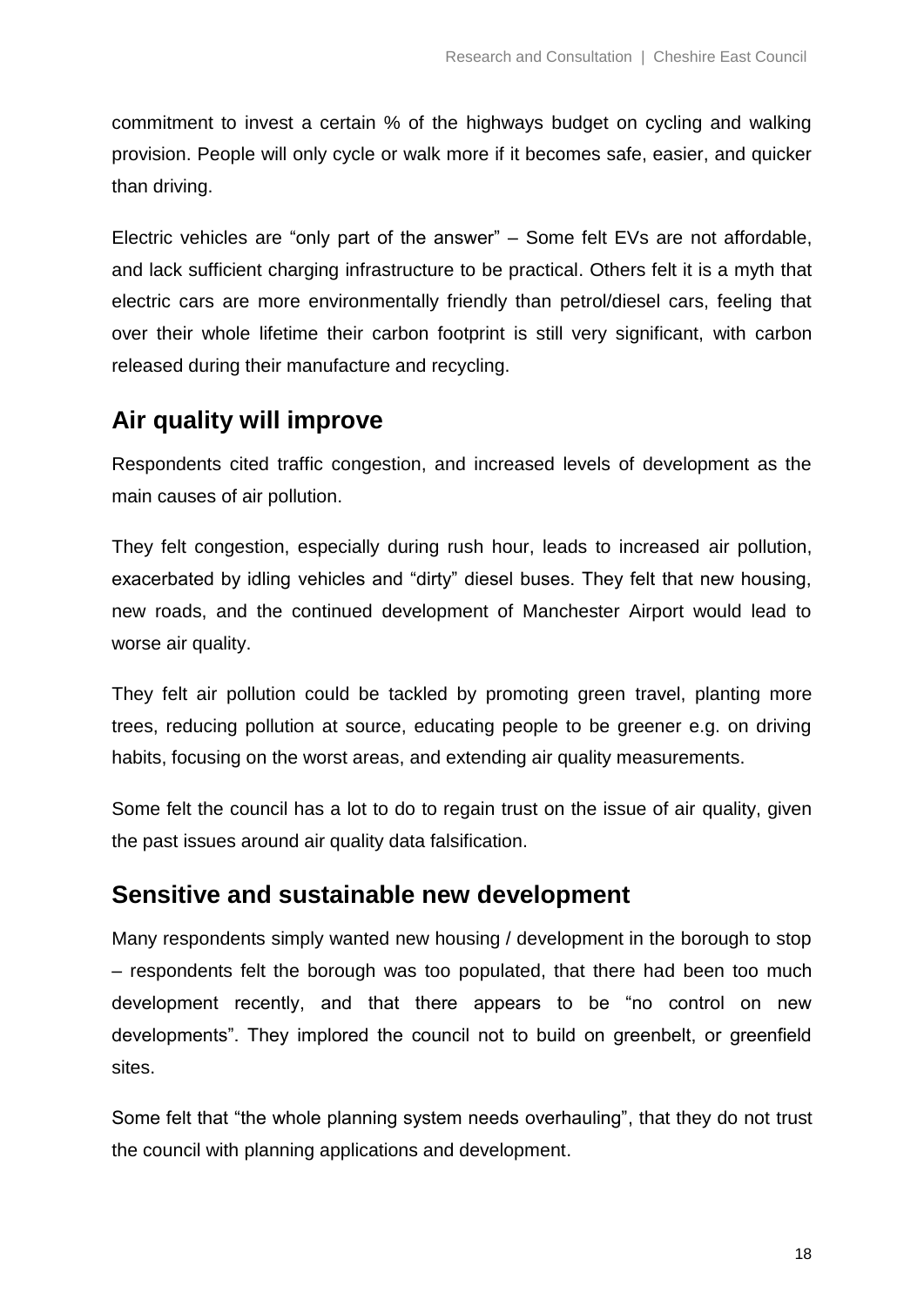commitment to invest a certain % of the highways budget on cycling and walking provision. People will only cycle or walk more if it becomes safe, easier, and quicker than driving.

Electric vehicles are "only part of the answer" – Some felt EVs are not affordable, and lack sufficient charging infrastructure to be practical. Others felt it is a myth that electric cars are more environmentally friendly than petrol/diesel cars, feeling that over their whole lifetime their carbon footprint is still very significant, with carbon released during their manufacture and recycling.

## Air quality will improve

Respondents cited traffic congestion, and increased levels of development as the main causes of air pollution.

They felt congestion, especially during rush hour, leads to increased air pollution, exacerbated by idling vehicles and "dirty" diesel buses. They felt that new housing, new roads, and the continued development of Manchester Airport would lead to worse air quality.

They felt air pollution could be tackled by promoting green travel, planting more trees, reducing pollution at source, educating people to be greener e.g. on driving habits, focusing on the worst areas, and extending air quality measurements.

Some felt the council has a lot to do to regain trust on the issue of air quality, given the past issues around air quality data falsification.

## Sensitive and sustainable new development

Many respondents simply wanted new housing / development in the borough to stop – respondents felt the borough was too populated, that there had been too much development recently, and that there appears to be "no control on new developments". They implored the council not to build on greenbelt, or greenfield sites.

Some felt that "the whole planning system needs overhauling", that they do not trust the council with planning applications and development.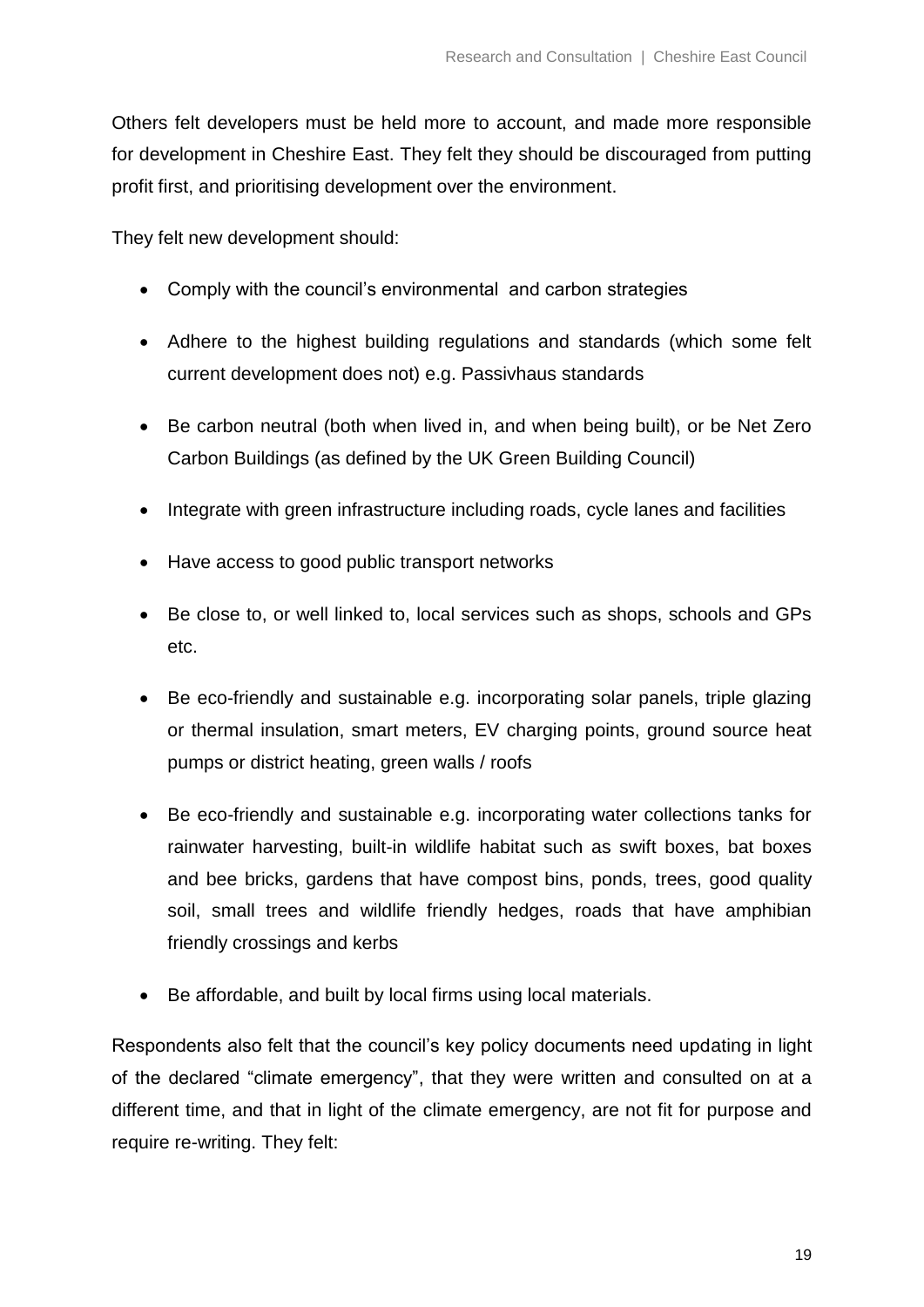Others felt developers must be held more to account, and made more responsible for development in Cheshire East. They felt they should be discouraged from putting profit first, and prioritising development over the environment.

They felt new development should:

- Comply with the council's environmental and carbon strategies
- Adhere to the highest building regulations and standards (which some felt current development does not) e.g. Passivhaus standards
- Be carbon neutral (both when lived in, and when being built), or be Net Zero Carbon Buildings (as defined by the UK Green Building Council)
- Integrate with green infrastructure including roads, cycle lanes and facilities
- Have access to good public transport networks
- Be close to, or well linked to, local services such as shops, schools and GPs etc.
- Be eco-friendly and sustainable e.g. incorporating solar panels, triple glazing or thermal insulation, smart meters, EV charging points, ground source heat pumps or district heating, green walls / roofs
- Be eco-friendly and sustainable e.g. incorporating water collections tanks for rainwater harvesting, built-in wildlife habitat such as swift boxes, bat boxes and bee bricks, gardens that have compost bins, ponds, trees, good quality soil, small trees and wildlife friendly hedges, roads that have amphibian friendly crossings and kerbs
- Be affordable, and built by local firms using local materials.

Respondents also felt that the council's key policy documents need updating in light of the declared "climate emergency", that they were written and consulted on at a different time, and that in light of the climate emergency, are not fit for purpose and require re-writing. They felt: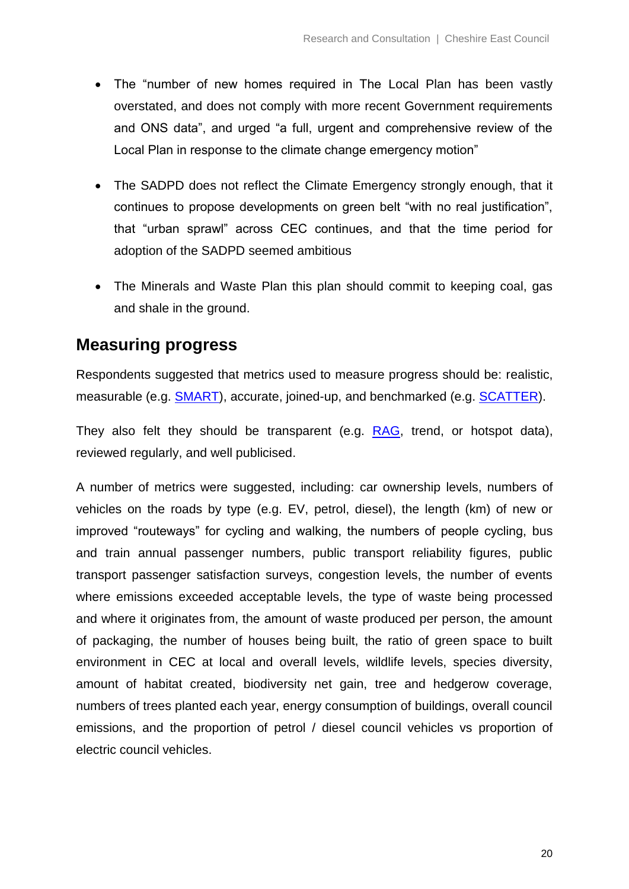- The "number of new homes required in The Local Plan has been vastly overstated, and does not comply with more recent Government requirements and ONS data", and urged "a full, urgent and comprehensive review of the Local Plan in response to the climate change emergency motion"

- The SADPD does not reflect the Climate Emergency strongly enough, that it continues to propose developments on green belt "with no real justification", that "urban sprawl" across CEC continues, and that the time period for adoption of the SADPD seemed ambitious

- The Minerals and Waste Plan this plan should commit to keeping coal, gas and shale in the ground.

## Measuring progress

Respondents suggested that metrics used to measure progress should be: realistic, measurable (e.g. SMART), accurate, joined-up, and benchmarked (e.g. SCATTER).

They also felt they should be transparent (e.g. RAG, trend, or hotspot data), reviewed regularly, and well publicised.

A number of metrics were suggested, including: car ownership levels, numbers of vehicles on the roads by type (e.g. EV, petrol, diesel), the length (km) of new or improved "routeways" for cycling and walking, the numbers of people cycling, bus and train annual passenger numbers, public transport reliability figures, public transport passenger satisfaction surveys, congestion levels, the number of events where emissions exceeded acceptable levels, the type of waste being processed and where it originates from, the amount of waste produced per person, the amount of packaging, the number of houses being built, the ratio of green space to built environment in CEC at local and overall levels, wildlife levels, species diversity, amount of habitat created, biodiversity net gain, tree and hedgerow coverage, numbers of trees planted each year, energy consumption of buildings, overall council emissions, and the proportion of petrol / diesel council vehicles vs proportion of electric council vehicles.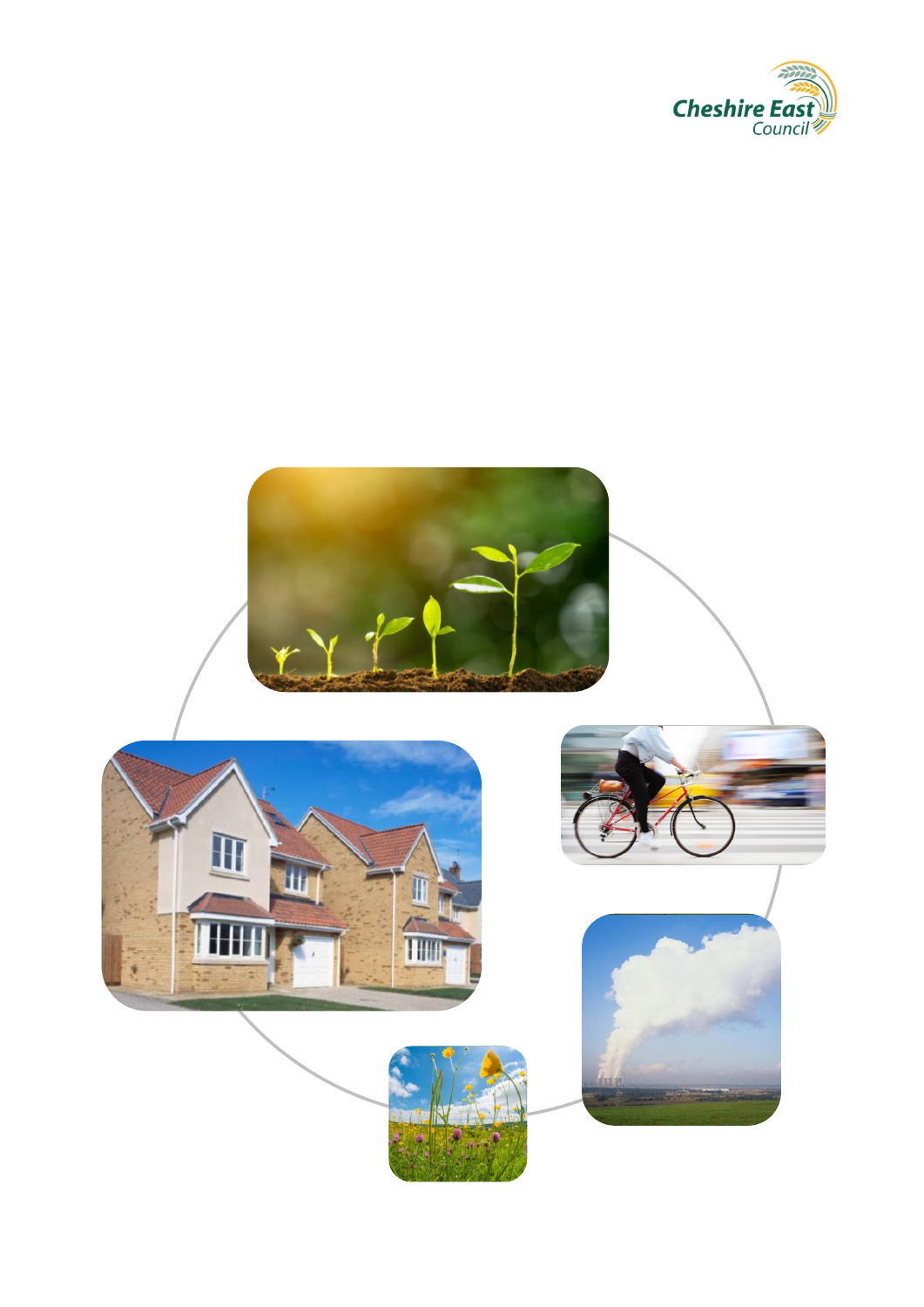Cheshire East Council